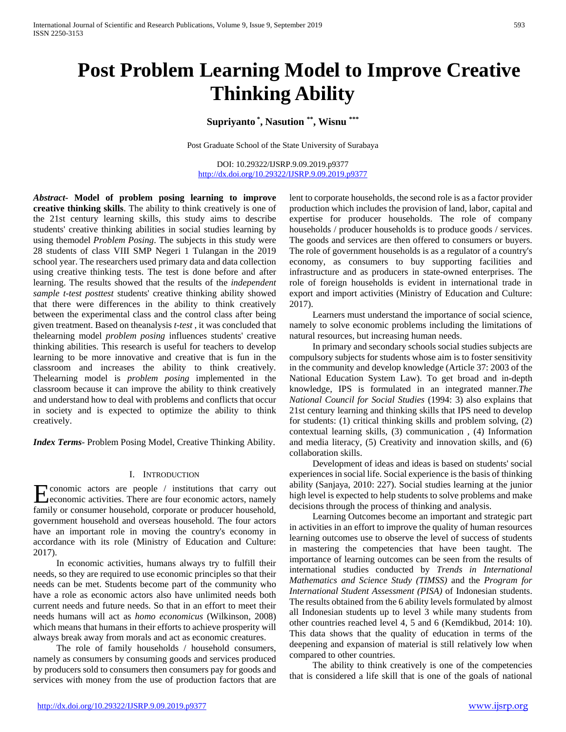# Post Problem Learning Model to Improve Creative Thinking Ability

**Supriyanto [*], Nasution [**], Wisnu [***]**

Post Graduate School of the State University of Surabaya

DOI: 10.29322/IJSRP.9.09.2019.p9377
http://dx.doi.org/10.29322/IJSRP.9.09.2019.p9377

***Abstract*- Model of problem posing learning to improve creative thinking skills**. The ability to think creatively is one of the 21st century learning skills, this study aims to describe students' creative thinking abilities in social studies learning by using themodel *Problem Posing*. The subjects in this study were 28 students of class VIII SMP Negeri 1 Tulangan in the 2019 school year. The researchers used primary data and data collection using creative thinking tests. The test is done before and after learning. The results showed that the results of the *independent sample t-test posttest* students' creative thinking ability showed that there were differences in the ability to think creatively between the experimental class and the control class after being given treatment. Based on theanalysis *t-test* , it was concluded that thelearning model *problem posing* influences students' creative thinking abilities. This research is useful for teachers to develop learning to be more innovative and creative that is fun in the classroom and increases the ability to think creatively. Thelearning model is *problem posing* implemented in the classroom because it can improve the ability to think creatively and understand how to deal with problems and conflicts that occur in society and is expected to optimize the ability to think creatively.

***Index Terms*-** Problem Posing Model, Creative Thinking Ability.

## I. Introduction

Economic actors are people / institutions that carry out economic activities. There are four economic actors, namely family or consumer household, corporate or producer household, government household and overseas household. The four actors have an important role in moving the country's economy in accordance with its role (Ministry of Education and Culture: 2017).

In economic activities, humans always try to fulfill their needs, so they are required to use economic principles so that their needs can be met. Students become part of the community who have a role as economic actors also have unlimited needs both current needs and future needs. So that in an effort to meet their needs humans will act as *homo economicus* (Wilkinson, 2008) which means that humans in their efforts to achieve prosperity will always break away from morals and act as economic creatures.

The role of family households / household consumers, namely as consumers by consuming goods and services produced by producers sold to consumers then consumers pay for goods and services with money from the use of production factors that are lent to corporate households, the second role is as a factor provider production which includes the provision of land, labor, capital and expertise for producer households. The role of company households / producer households is to produce goods / services. The goods and services are then offered to consumers or buyers. The role of government households is as a regulator of a country's economy, as consumers to buy supporting facilities and infrastructure and as producers in state-owned enterprises. The role of foreign households is evident in international trade in export and import activities (Ministry of Education and Culture: 2017).

Learners must understand the importance of social science, namely to solve economic problems including the limitations of natural resources, but increasing human needs.

In primary and secondary schools social studies subjects are compulsory subjects for students whose aim is to foster sensitivity in the community and develop knowledge (Article 37: 2003 of the National Education System Law). To get broad and in-depth knowledge, IPS is formulated in an integrated manner.*The National Council for Social Studies* (1994: 3) also explains that 21st century learning and thinking skills that IPS need to develop for students: (1) critical thinking skills and problem solving, (2) contextual learning skills, (3) communication , (4) Information and media literacy, (5) Creativity and innovation skills, and (6) collaboration skills.

Development of ideas and ideas is based on students' social experiences in social life. Social experience is the basis of thinking ability (Sanjaya, 2010: 227). Social studies learning at the junior high level is expected to help students to solve problems and make decisions through the process of thinking and analysis.

Learning Outcomes become an important and strategic part in activities in an effort to improve the quality of human resources learning outcomes use to observe the level of success of students in mastering the competencies that have been taught. The importance of learning outcomes can be seen from the results of international studies conducted by *Trends in International Mathematics and Science Study (TIMSS)* and the *Program for International Student Assessment (PISA)* of Indonesian students. The results obtained from the 6 ability levels formulated by almost all Indonesian students up to level 3 while many students from other countries reached level 4, 5 and 6 (Kemdikbud, 2014: 10). This data shows that the quality of education in terms of the deepening and expansion of material is still relatively low when compared to other countries.

The ability to think creatively is one of the competencies that is considered a life skill that is one of the goals of national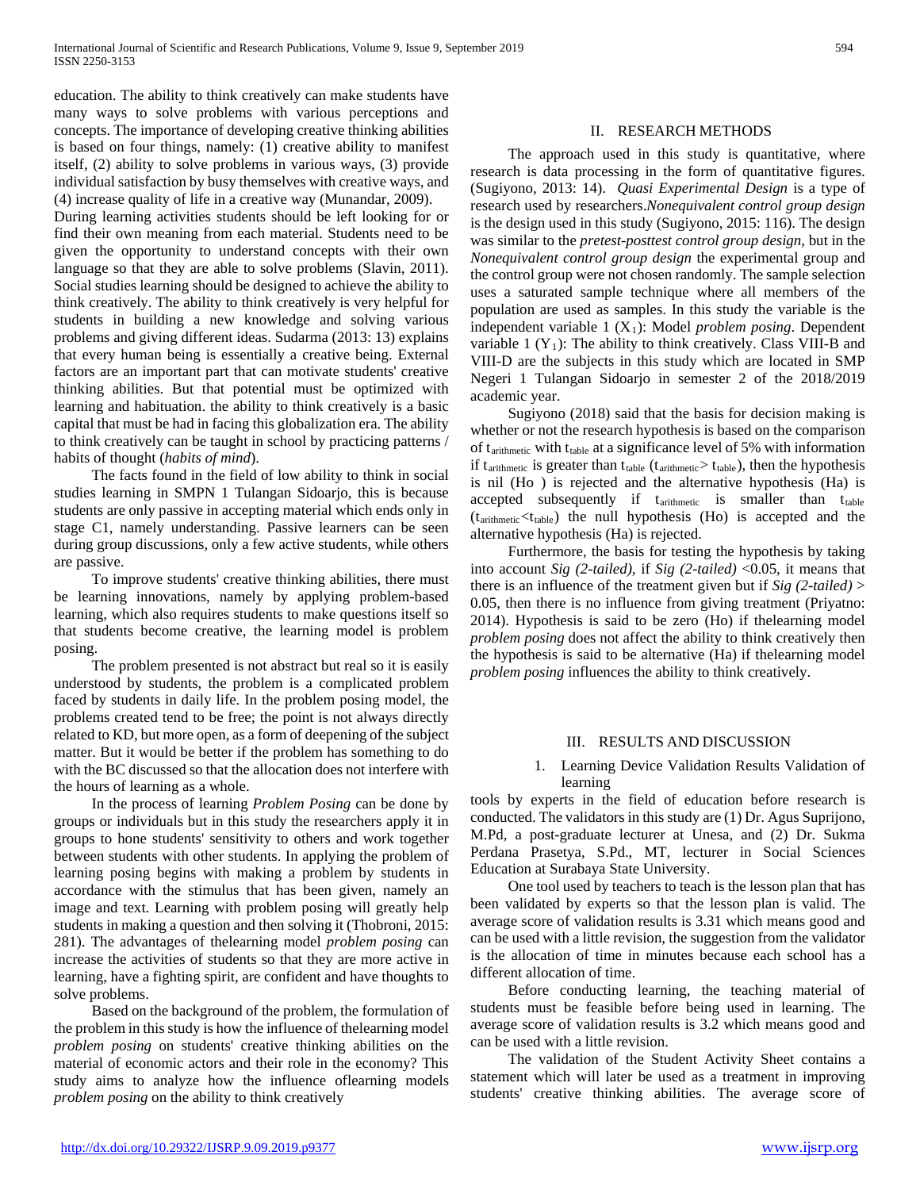education. The ability to think creatively can make students have many ways to solve problems with various perceptions and concepts. The importance of developing creative thinking abilities is based on four things, namely: (1) creative ability to manifest itself, (2) ability to solve problems in various ways, (3) provide individual satisfaction by busy themselves with creative ways, and (4) increase quality of life in a creative way (Munandar, 2009).
During learning activities students should be left looking for or find their own meaning from each material. Students need to be given the opportunity to understand concepts with their own language so that they are able to solve problems (Slavin, 2011). Social studies learning should be designed to achieve the ability to think creatively. The ability to think creatively is very helpful for students in building a new knowledge and solving various problems and giving different ideas. Sudarma (2013: 13) explains that every human being is essentially a creative being. External factors are an important part that can motivate students' creative thinking abilities. But that potential must be optimized with learning and habituation. the ability to think creatively is a basic capital that must be had in facing this globalization era. The ability to think creatively can be taught in school by practicing patterns / habits of thought (*habits of mind*).

The facts found in the field of low ability to think in social studies learning in SMPN 1 Tulangan Sidoarjo, this is because students are only passive in accepting material which ends only in stage C1, namely understanding. Passive learners can be seen during group discussions, only a few active students, while others are passive.

To improve students' creative thinking abilities, there must be learning innovations, namely by applying problem-based learning, which also requires students to make questions itself so that students become creative, the learning model is problem posing.

The problem presented is not abstract but real so it is easily understood by students, the problem is a complicated problem faced by students in daily life. In the problem posing model, the problems created tend to be free; the point is not always directly related to KD, but more open, as a form of deepening of the subject matter. But it would be better if the problem has something to do with the BC discussed so that the allocation does not interfere with the hours of learning as a whole.

In the process of learning *Problem Posing* can be done by groups or individuals but in this study the researchers apply it in groups to hone students' sensitivity to others and work together between students with other students. In applying the problem of learning posing begins with making a problem by students in accordance with the stimulus that has been given, namely an image and text. Learning with problem posing will greatly help students in making a question and then solving it (Thobroni, 2015: 281). The advantages of thelearning model *problem posing* can increase the activities of students so that they are more active in learning, have a fighting spirit, are confident and have thoughts to solve problems.

Based on the background of the problem, the formulation of the problem in this study is how the influence of thelearning model *problem posing* on students' creative thinking abilities on the material of economic actors and their role in the economy? This study aims to analyze how the influence oflearning models *problem posing* on the ability to think creatively

## II. RESEARCH METHODS

The approach used in this study is quantitative, where research is data processing in the form of quantitative figures. (Sugiyono, 2013: 14). *Quasi Experimental Design* is a type of research used by researchers.*Nonequivalent control group design* is the design used in this study (Sugiyono, 2015: 116). The design was similar to the *pretest-posttest control group design*, but in the *Nonequivalent control group design* the experimental group and the control group were not chosen randomly. The sample selection uses a saturated sample technique where all members of the population are used as samples. In this study the variable is the independent variable 1 ($X_1$): Model *problem posing*. Dependent variable 1 ($Y_1$): The ability to think creatively. Class VIII-B and VIII-D are the subjects in this study which are located in SMP Negeri 1 Tulangan Sidoarjo in semester 2 of the 2018/2019 academic year.

Sugiyono (2018) said that the basis for decision making is whether or not the research hypothesis is based on the comparison of $t_{arithmetic}$ with $t_{table}$ at a significance level of 5% with information if $t_{arithmetic}$ is greater than $t_{table}$ ($t_{arithmetic} > t_{table}$), then the hypothesis is nil (Ho ) is rejected and the alternative hypothesis (Ha) is accepted subsequently if $t_{arithmetic}$ is smaller than $t_{table}$ ($t_{arithmetic} < t_{table}$) the null hypothesis (Ho) is accepted and the alternative hypothesis (Ha) is rejected.

Furthermore, the basis for testing the hypothesis by taking into account *Sig (2-tailed)*, if *Sig (2-tailed)* <0.05, it means that there is an influence of the treatment given but if *Sig (2-tailed)* > 0.05, then there is no influence from giving treatment (Priyatno: 2014). Hypothesis is said to be zero (Ho) if thelearning model *problem posing* does not affect the ability to think creatively then the hypothesis is said to be alternative (Ha) if thelearning model *problem posing* influences the ability to think creatively.

## III. RESULTS AND DISCUSSION

1. Learning Device Validation Results Validation of learning

tools by experts in the field of education before research is conducted. The validators in this study are (1) Dr. Agus Suprijono, M.Pd, a post-graduate lecturer at Unesa, and (2) Dr. Sukma Perdana Prasetya, S.Pd., MT, lecturer in Social Sciences Education at Surabaya State University.

One tool used by teachers to teach is the lesson plan that has been validated by experts so that the lesson plan is valid. The average score of validation results is 3.31 which means good and can be used with a little revision, the suggestion from the validator is the allocation of time in minutes because each school has a different allocation of time.

Before conducting learning, the teaching material of students must be feasible before being used in learning. The average score of validation results is 3.2 which means good and can be used with a little revision.

The validation of the Student Activity Sheet contains a statement which will later be used as a treatment in improving students' creative thinking abilities. The average score of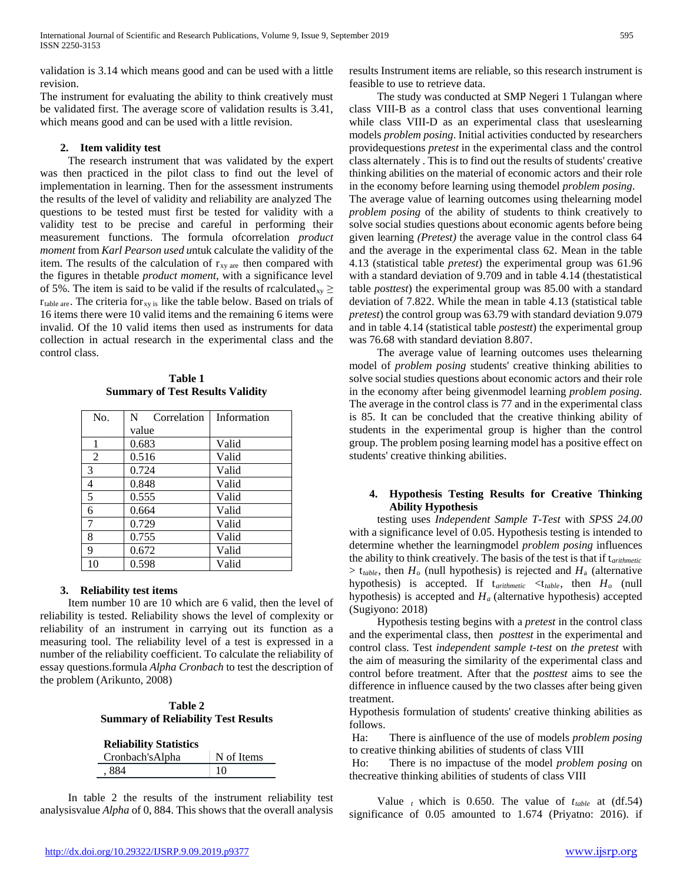validation is 3.14 which means good and can be used with a little revision.

The instrument for evaluating the ability to think creatively must be validated first. The average score of validation results is 3.41, which means good and can be used with a little revision.

### 2. Item validity test

The research instrument that was validated by the expert was then practiced in the pilot class to find out the level of implementation in learning. Then for the assessment instruments the results of the level of validity and reliability are analyzed The questions to be tested must first be tested for validity with a validity test to be precise and careful in performing their measurement functions. The formula ofcorrelation *product moment* from *Karl Pearson used u*ntuk calculate the validity of the item. The results of the calculation of $r_{xy\ are}$ then compared with the figures in thetable *product moment*, with a significance level of 5%. The item is said to be valid if the results of rcalculated$_{xy} \geq$ $r_{table\ are}$. The criteria for$_{xy\ is}$ like the table below. Based on trials of 16 items there were 10 valid items and the remaining 6 items were invalid. Of the 10 valid items then used as instruments for data collection in actual research in the experimental class and the control class.

**Table 1**
**Summary of Test Results Validity**

| No. | N Correlation value | Information |
|---|---|---|
| 1 | 0.683 | Valid |
| 2 | 0.516 | Valid |
| 3 | 0.724 | Valid |
| 4 | 0.848 | Valid |
| 5 | 0.555 | Valid |
| 6 | 0.664 | Valid |
| 7 | 0.729 | Valid |
| 8 | 0.755 | Valid |
| 9 | 0.672 | Valid |
| 10 | 0.598 | Valid |

### 3. Reliability test items

Item number 10 are 10 which are 6 valid, then the level of reliability is tested. Reliability shows the level of complexity or reliability of an instrument in carrying out its function as a measuring tool. The reliability level of a test is expressed in a number of the reliability coefficient. To calculate the reliability of essay questions.formula *Alpha Cronbach* to test the description of the problem (Arikunto, 2008)

**Table 2**
**Summary of Reliability Test Results**

**Reliability Statistics**

| Cronbach'sAlpha | N of Items |
|---|---|
| , 884 | 10 |

In table 2 the results of the instrument reliability test analysisvalue *Alpha* of 0, 884. This shows that the overall analysis results Instrument items are reliable, so this research instrument is feasible to use to retrieve data.

The study was conducted at SMP Negeri 1 Tulangan where class VIII-B as a control class that uses conventional learning while class VIII-D as an experimental class that useslearning models *problem posing*. Initial activities conducted by researchers providequestions *pretest* in the experimental class and the control class alternately . This is to find out the results of students' creative thinking abilities on the material of economic actors and their role in the economy before learning using themodel *problem posing*.

The average value of learning outcomes using thelearning model *problem posing* of the ability of students to think creatively to solve social studies questions about economic agents before being given learning *(Pretest)* the average value in the control class 64 and the average in the experimental class 62. Mean in the table 4.13 (statistical table *pretest*) the experimental group was 61.96 with a standard deviation of 9.709 and in table 4.14 (thestatistical table *posttest*) the experimental group was 85.00 with a standard deviation of 7.822. While the mean in table 4.13 (statistical table *pretest*) the control group was 63.79 with standard deviation 9.079 and in table 4.14 (statistical table *postestt*) the experimental group was 76.68 with standard deviation 8.807.

The average value of learning outcomes uses thelearning model of *problem posing* students' creative thinking abilities to solve social studies questions about economic actors and their role in the economy after being givenmodel learning *problem posing.* The average in the control class is 77 and in the experimental class is 85. It can be concluded that the creative thinking ability of students in the experimental group is higher than the control group. The problem posing learning model has a positive effect on students' creative thinking abilities.

### 4. Hypothesis Testing Results for Creative Thinking Ability Hypothesis

testing uses *Independent Sample T-Test* with *SPSS 24.00* with a significance level of 0.05. Hypothesis testing is intended to determine whether the learningmodel *problem posing* influences the ability to think creatively. The basis of the test is that if $t_{arithmetic} > t_{table}$, then $H_o$ (null hypothesis) is rejected and $H_a$ (alternative hypothesis) is accepted. If $t_{arithmetic} < t_{table}$, then $H_o$ (null hypothesis) is accepted and $H_a$ (alternative hypothesis) accepted (Sugiyono: 2018)

Hypothesis testing begins with a *pretest* in the control class and the experimental class, then *posttest* in the experimental and control class. Test *independent sample t-test* on *the pretest* with the aim of measuring the similarity of the experimental class and control before treatment. After that the *posttest* aims to see the difference in influence caused by the two classes after being given treatment.

Hypothesis formulation of students' creative thinking abilities as follows.

Ha: There is ainfluence of the use of models *problem posing* to creative thinking abilities of students of class VIII

Ho: There is no impactuse of the model *problem posing* on thecreative thinking abilities of students of class VIII

Value $_t$ which is 0.650. The value of $t_{table}$ at (df.54) significance of 0.05 amounted to 1.674 (Priyatno: 2016). if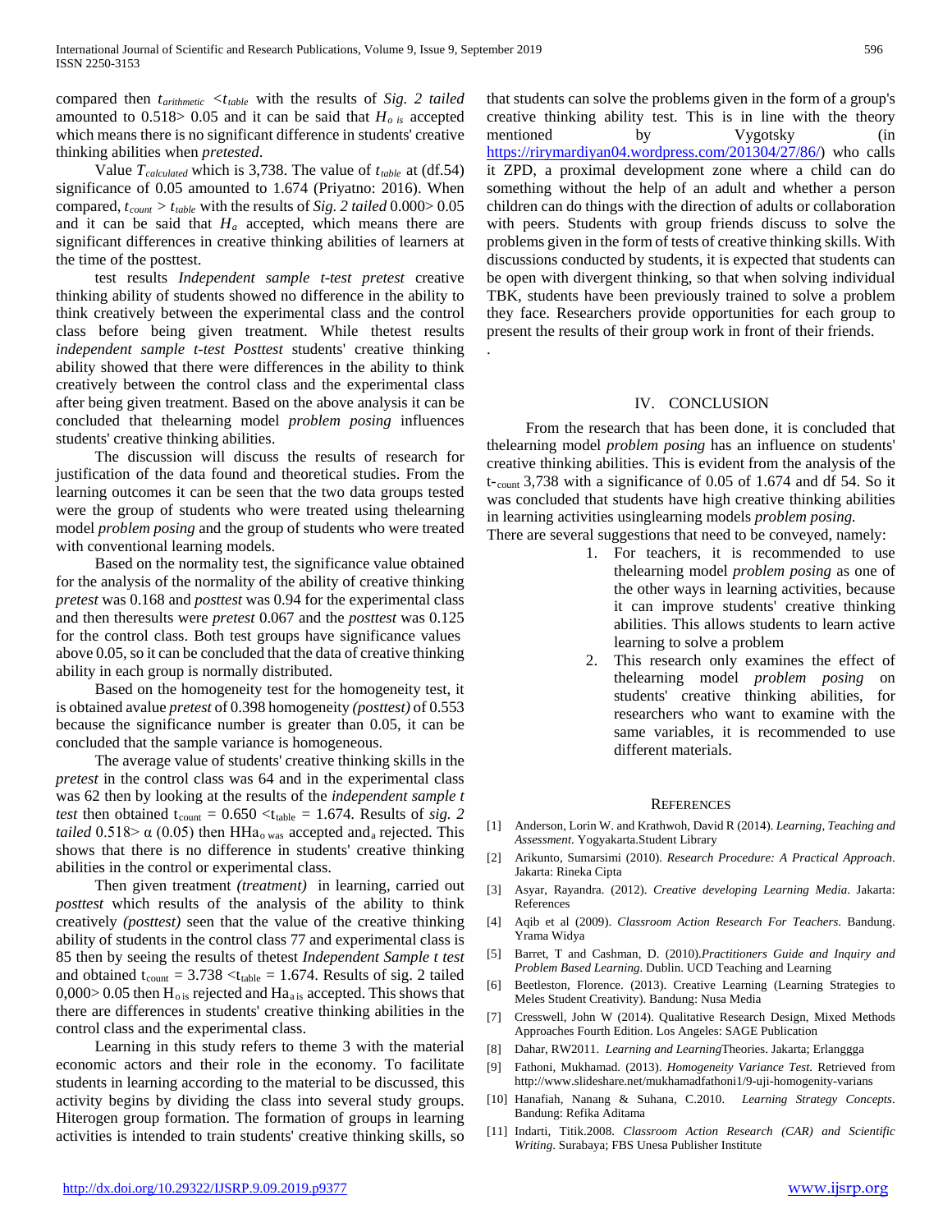compared then $t_{arithmetic}$ $<t_{table}$ with the results of *Sig. 2 tailed* amounted to 0.518> 0.05 and it can be said that $H_{o\ is}$ accepted which means there is no significant difference in students' creative thinking abilities when *pretested*.

Value $T_{calculated}$ which is 3,738. The value of $t_{table}$ at (df.54) significance of 0.05 amounted to 1.674 (Priyatno: 2016). When compared, $t_{count}$ > $t_{table}$ with the results of *Sig. 2 tailed* 0.000> 0.05 and it can be said that $H_a$ accepted, which means there are significant differences in creative thinking abilities of learners at the time of the posttest.

test results *Independent sample t-test pretest* creative thinking ability of students showed no difference in the ability to think creatively between the experimental class and the control class before being given treatment. While thetest results *independent sample t-test Posttest* students' creative thinking ability showed that there were differences in the ability to think creatively between the control class and the experimental class after being given treatment. Based on the above analysis it can be concluded that thelearning model *problem posing* influences students' creative thinking abilities.

The discussion will discuss the results of research for justification of the data found and theoretical studies. From the learning outcomes it can be seen that the two data groups tested were the group of students who were treated using thelearning model *problem posing* and the group of students who were treated with conventional learning models.

Based on the normality test, the significance value obtained for the analysis of the normality of the ability of creative thinking *pretest* was 0.168 and *posttest* was 0.94 for the experimental class and then theresults were *pretest* 0.067 and the *posttest* was 0.125 for the control class. Both test groups have significance values above 0.05, so it can be concluded that the data of creative thinking ability in each group is normally distributed.

Based on the homogeneity test for the homogeneity test, it is obtained avalue *pretest* of 0.398 homogeneity *(posttest)* of 0.553 because the significance number is greater than 0.05, it can be concluded that the sample variance is homogeneous.

The average value of students' creative thinking skills in the *pretest* in the control class was 64 and in the experimental class was 62 then by looking at the results of the *independent sample t test* then obtained $t_{count}$ = 0.650 <$t_{table}$ = 1.674. Results of *sig. 2 tailed* 0.518> α (0.05) then $HHa_{o\ was}$ accepted and$_a$ rejected. This shows that there is no difference in students' creative thinking abilities in the control or experimental class.

Then given treatment *(treatment)* in learning, carried out *posttest* which results of the analysis of the ability to think creatively *(posttest)* seen that the value of the creative thinking ability of students in the control class 77 and experimental class is 85 then by seeing the results of thetest *Independent Sample t test* and obtained $t_{count}$ = 3.738 <$t_{table}$ = 1.674. Results of sig. 2 tailed 0,000> 0.05 then $H_{o\ is}$ rejected and $Ha_{a\ is}$ accepted. This shows that there are differences in students' creative thinking abilities in the control class and the experimental class.

Learning in this study refers to theme 3 with the material economic actors and their role in the economy. To facilitate students in learning according to the material to be discussed, this activity begins by dividing the class into several study groups. Hiterogen group formation. The formation of groups in learning activities is intended to train students' creative thinking skills, so that students can solve the problems given in the form of a group's creative thinking ability test. This is in line with the theory mentioned by Vygotsky (in https://rirymardiyan04.wordpress.com/201304/27/86/) who calls it ZPD, a proximal development zone where a child can do something without the help of an adult and whether a person children can do things with the direction of adults or collaboration with peers. Students with group friends discuss to solve the problems given in the form of tests of creative thinking skills. With discussions conducted by students, it is expected that students can be open with divergent thinking, so that when solving individual TBK, students have been previously trained to solve a problem they face. Researchers provide opportunities for each group to present the results of their group work in front of their friends.

.

## IV. CONCLUSION

From the research that has been done, it is concluded that thelearning model *problem posing* has an influence on students' creative thinking abilities. This is evident from the analysis of the t-$_{count}$ 3,738 with a significance of 0.05 of 1.674 and df 54. So it was concluded that students have high creative thinking abilities in learning activities usinglearning models *problem posing.*

There are several suggestions that need to be conveyed, namely:

1. For teachers, it is recommended to use thelearning model *problem posing* as one of the other ways in learning activities, because it can improve students' creative thinking abilities. This allows students to learn active learning to solve a problem
2. This research only examines the effect of thelearning model *problem posing* on students' creative thinking abilities, for researchers who want to examine with the same variables, it is recommended to use different materials.

## REFERENCES

[1] Anderson, Lorin W. and Krathwoh, David R (2014). *Learning, Teaching and Assessment*. Yogyakarta.Student Library

[2] Arikunto, Sumarsimi (2010). *Research Procedure: A Practical Approach*. Jakarta: Rineka Cipta

[3] Asyar, Rayandra. (2012). *Creative developing Learning Media*. Jakarta: References

[4] Aqib et al (2009). *Classroom Action Research For Teachers*. Bandung. Yrama Widya

[5] Barret, T and Cashman, D. (2010).*Practitioners Guide and Inquiry and Problem Based Learning*. Dublin. UCD Teaching and Learning

[6] Beetleston, Florence. (2013). Creative Learning (Learning Strategies to Meles Student Creativity). Bandung: Nusa Media

[7] Cresswell, John W (2014). Qualitative Research Design, Mixed Methods Approaches Fourth Edition. Los Angeles: SAGE Publication

[8] Dahar, RW2011. *Learning and Learning*Theories. Jakarta; Erlanggga

[9] Fathoni, Mukhamad. (2013). *Homogeneity Variance Test*. Retrieved from http://www.slideshare.net/mukhamadfathoni1/9-uji-homogenity-varians

[10] Hanafiah, Nanang & Suhana, C.2010. *Learning Strategy Concepts*. Bandung: Refika Aditama

[11] Indarti, Titik.2008. *Classroom Action Research (CAR) and Scientific Writing*. Surabaya; FBS Unesa Publisher Institute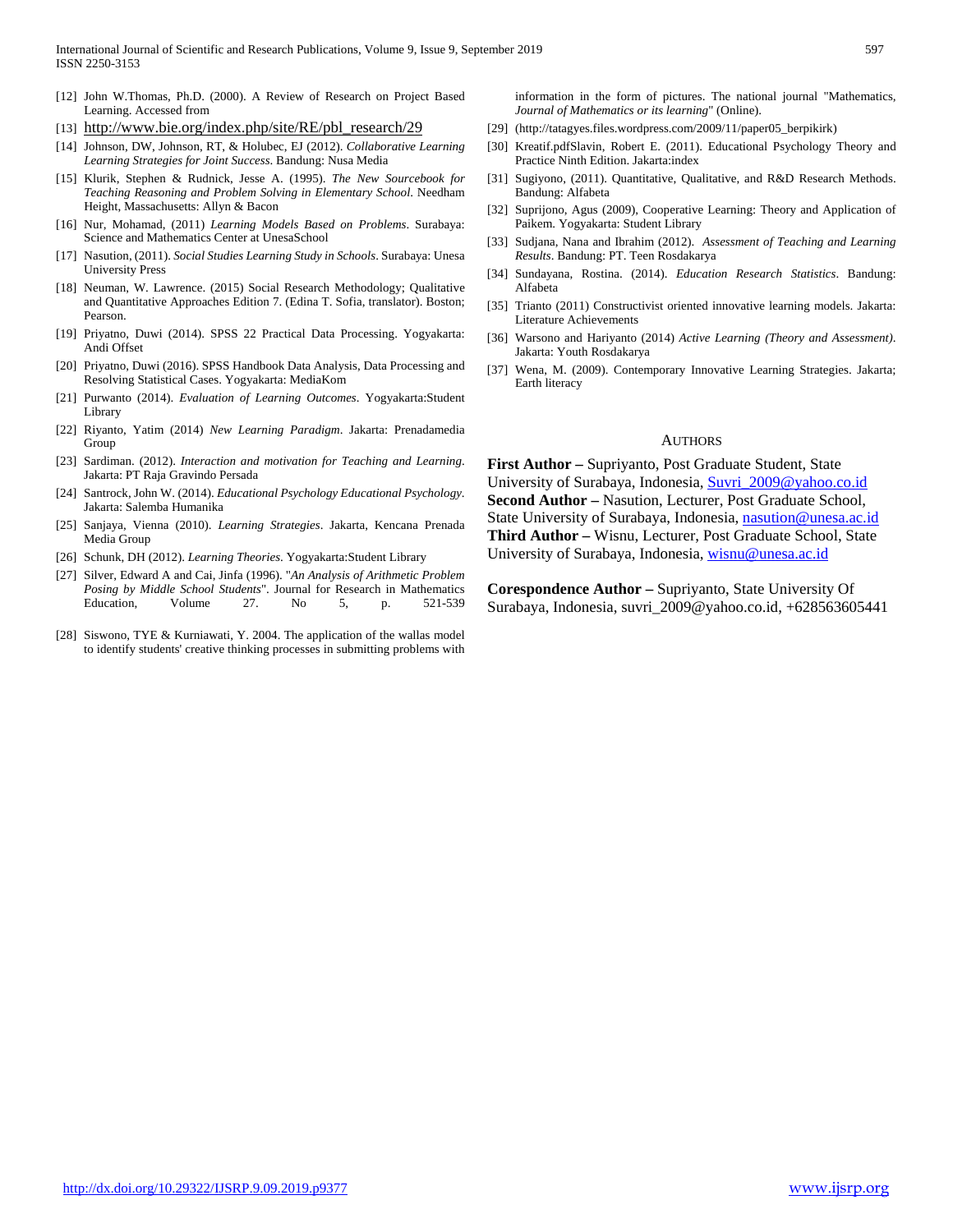[12] John W.Thomas, Ph.D. (2000). A Review of Research on Project Based Learning. Accessed from

[13] http://www.bie.org/index.php/site/RE/pbl_research/29

[14] Johnson, DW, Johnson, RT, & Holubec, EJ (2012). *Collaborative Learning Learning Strategies for Joint Success*. Bandung: Nusa Media

[15] Klurik, Stephen & Rudnick, Jesse A. (1995). *The New Sourcebook for Teaching Reasoning and Problem Solving in Elementary School*. Needham Height, Massachusetts: Allyn & Bacon

[16] Nur, Mohamad, (2011) *Learning Models Based on Problems*. Surabaya: Science and Mathematics Center at UnesaSchool

[17] Nasution, (2011). *Social Studies Learning Study in Schools*. Surabaya: Unesa University Press

[18] Neuman, W. Lawrence. (2015) Social Research Methodology; Qualitative and Quantitative Approaches Edition 7. (Edina T. Sofia, translator). Boston; Pearson.

[19] Priyatno, Duwi (2014). SPSS 22 Practical Data Processing. Yogyakarta: Andi Offset

[20] Priyatno, Duwi (2016). SPSS Handbook Data Analysis, Data Processing and Resolving Statistical Cases. Yogyakarta: MediaKom

[21] Purwanto (2014). *Evaluation of Learning Outcomes*. Yogyakarta:Student Library

[22] Riyanto, Yatim (2014) *New Learning Paradigm*. Jakarta: Prenadamedia Group

[23] Sardiman. (2012). *Interaction and motivation for Teaching and Learning*. Jakarta: PT Raja Gravindo Persada

[24] Santrock, John W. (2014). *Educational Psychology Educational Psychology*. Jakarta: Salemba Humanika

[25] Sanjaya, Vienna (2010). *Learning Strategies*. Jakarta, Kencana Prenada Media Group

[26] Schunk, DH (2012). *Learning Theories*. Yogyakarta:Student Library

[27] Silver, Edward A and Cai, Jinfa (1996). "*An Analysis of Arithmetic Problem Posing by Middle School Students*". Journal for Research in Mathematics Education, Volume 27. No 5, p. 521-539

[28] Siswono, TYE & Kurniawati, Y. 2004. The application of the wallas model to identify students' creative thinking processes in submitting problems with information in the form of pictures. The national journal "Mathematics, *Journal of Mathematics or its learning*" (Online).

[29] (http://tatagyes.files.wordpress.com/2009/11/paper05_berpikirk)

[30] Kreatif.pdfSlavin, Robert E. (2011). Educational Psychology Theory and Practice Ninth Edition. Jakarta:index

[31] Sugiyono, (2011). Quantitative, Qualitative, and R&D Research Methods. Bandung: Alfabeta

[32] Suprijono, Agus (2009), Cooperative Learning: Theory and Application of Paikem. Yogyakarta: Student Library

[33] Sudjana, Nana and Ibrahim (2012). *Assessment of Teaching and Learning Results*. Bandung: PT. Teen Rosdakarya

[34] Sundayana, Rostina. (2014). *Education Research Statistics*. Bandung: Alfabeta

[35] Trianto (2011) Constructivist oriented innovative learning models. Jakarta: Literature Achievements

[36] Warsono and Hariyanto (2014) *Active Learning (Theory and Assessment)*. Jakarta: Youth Rosdakarya

[37] Wena, M. (2009). Contemporary Innovative Learning Strategies. Jakarta; Earth literacy

## AUTHORS

**First Author –** Supriyanto, Post Graduate Student, State University of Surabaya, Indonesia, Suvri_2009@yahoo.co.id

**Second Author –** Nasution, Lecturer, Post Graduate School, State University of Surabaya, Indonesia, nasution@unesa.ac.id

**Third Author –** Wisnu, Lecturer, Post Graduate School, State University of Surabaya, Indonesia, wisnu@unesa.ac.id

**Corespondence Author –** Supriyanto, State University Of Surabaya, Indonesia, suvri_2009@yahoo.co.id, +628563605441